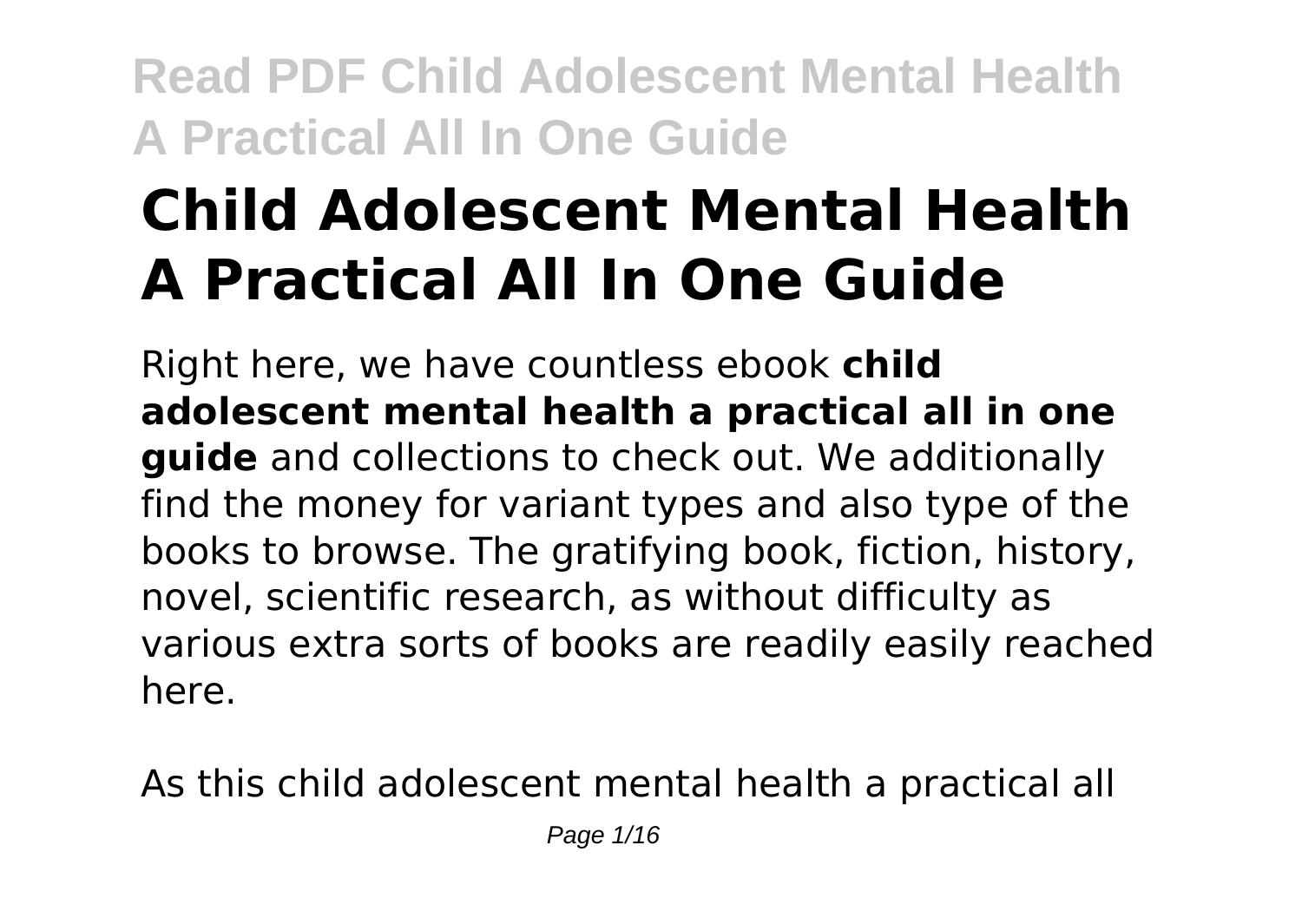# Child Adolescent Mental Health A Practical All In One Guide

Right here, we have countless ebook **child adolescent mental health a practical all in one guide** and collections to check out. We additionally find the money for variant types and also type of the books to browse. The gratifying book, fiction, history, novel, scientific research, as without difficulty as various extra sorts of books are readily easily reached here.

As this child adolescent mental health a practical all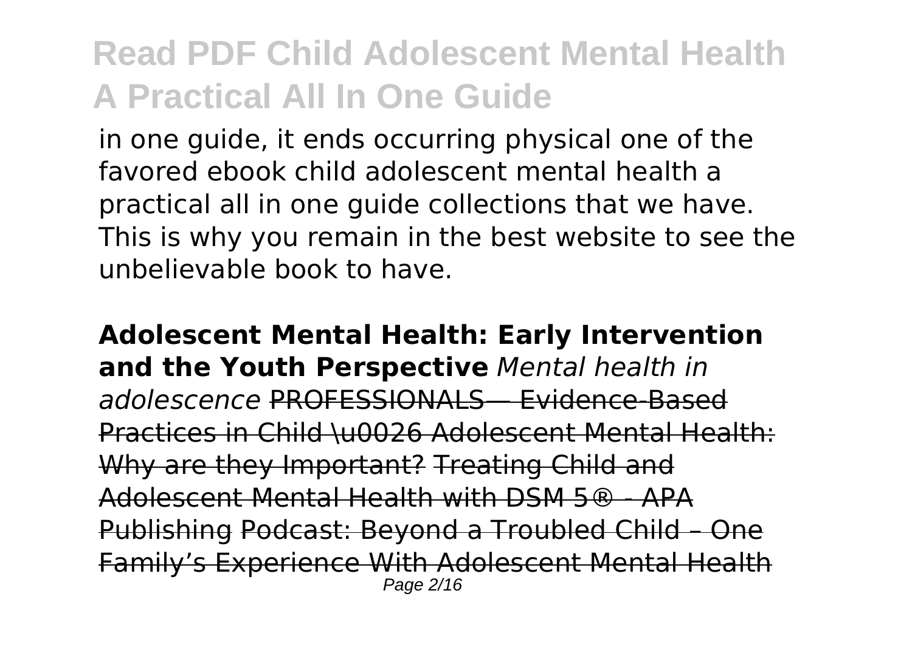in one guide, it ends occurring physical one of the favored ebook child adolescent mental health a practical all in one guide collections that we have. This is why you remain in the best website to see the unbelievable book to have.

**Adolescent Mental Health: Early Intervention and the Youth Perspective** *Mental health in adolescence* ~~PROFESSIONALS— Evidence-Based Practices in Child \u0026 Adolescent Mental Health: Why are they Important?~~ ~~Treating Child and Adolescent Mental Health with DSM 5® - APA Publishing~~ ~~Podcast: Beyond a Troubled Child – One Family's Experience With Adolescent Mental Health~~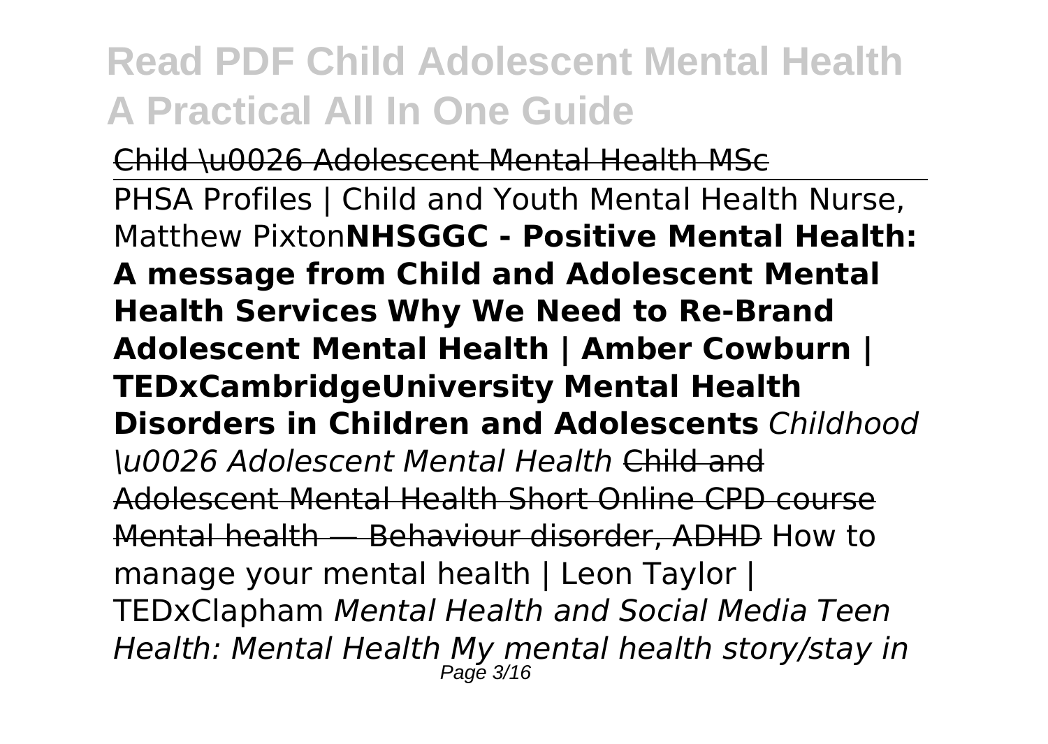Child \u0026 Adolescent Mental Health MSc

PHSA Profiles | Child and Youth Mental Health Nurse, Matthew Pixton**NHSGGC - Positive Mental Health: A message from Child and Adolescent Mental Health Services Why We Need to Re-Brand Adolescent Mental Health | Amber Cowburn | TEDxCambridgeUniversity Mental Health Disorders in Children and Adolescents** *Childhood \u0026 Adolescent Mental Health* Child and Adolescent Mental Health Short Online CPD course Mental health — Behaviour disorder, ADHD How to manage your mental health | Leon Taylor | TEDxClapham *Mental Health and Social Media Teen Health: Mental Health My mental health story/stay in*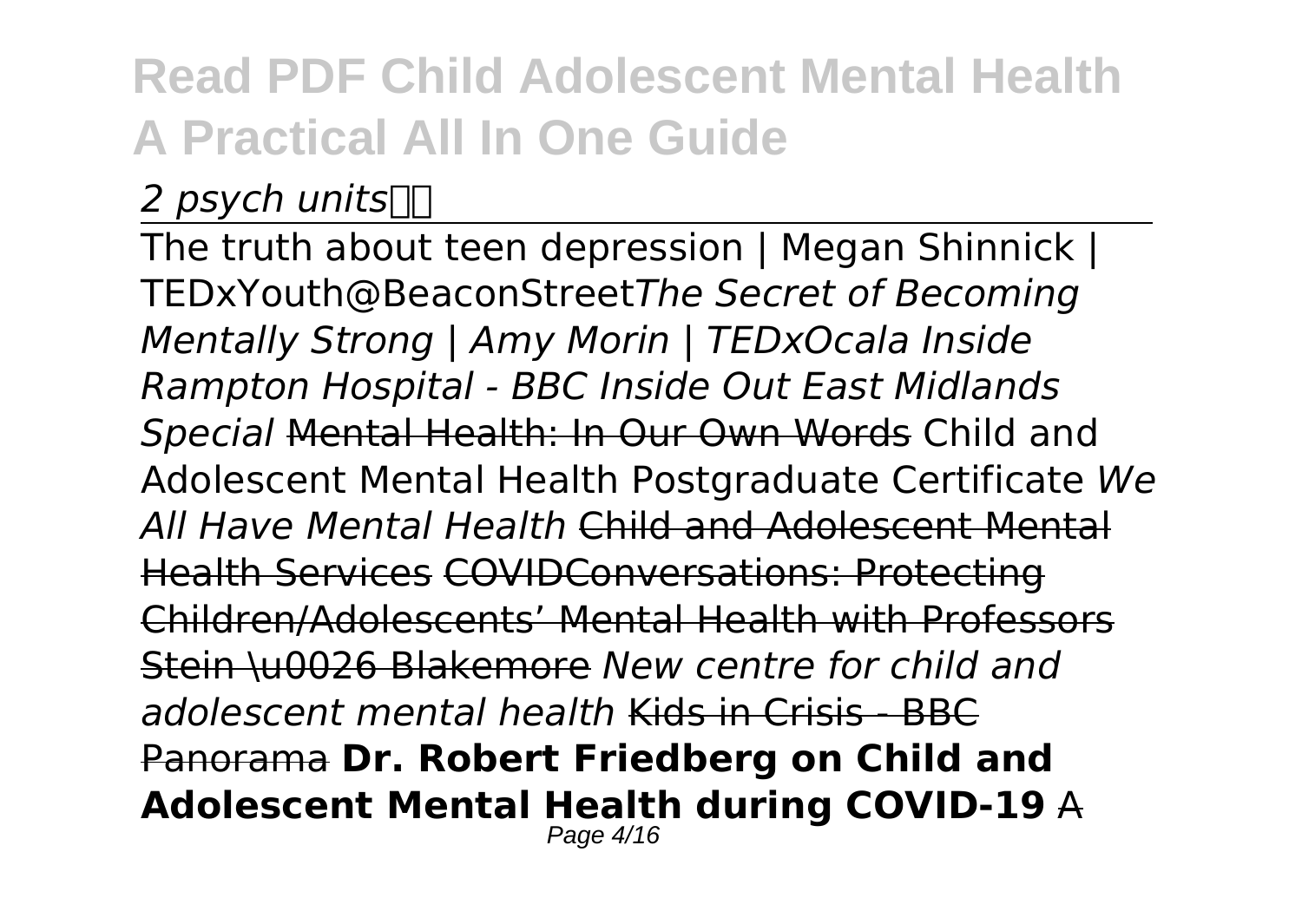*2 psych units*

The truth about teen depression | Megan Shinnick | TEDxYouth@BeaconStreet*The Secret of Becoming Mentally Strong | Amy Morin | TEDxOcala Inside Rampton Hospital - BBC Inside Out East Midlands Special* ~~Mental Health: In Our Own Words~~ Child and Adolescent Mental Health Postgraduate Certificate *We All Have Mental Health* ~~Child and Adolescent Mental Health Services~~ ~~COVIDConversations: Protecting Children/Adolescents' Mental Health with Professors Stein \u0026 Blakemore~~ *New centre for child and adolescent mental health* ~~Kids in Crisis - BBC Panorama~~ **Dr. Robert Friedberg on Child and Adolescent Mental Health during COVID-19** ~~A~~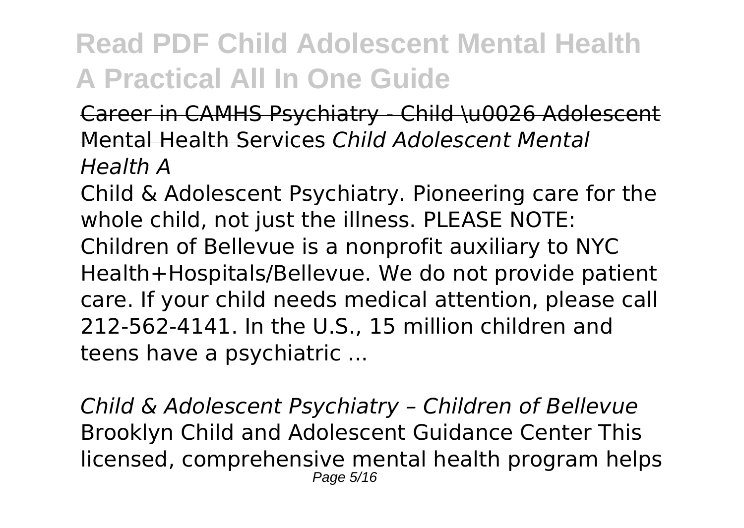Career in CAMHS Psychiatry - Child \u0026 Adolescent Mental Health Services *Child Adolescent Mental Health A*

Child & Adolescent Psychiatry. Pioneering care for the whole child, not just the illness. PLEASE NOTE: Children of Bellevue is a nonprofit auxiliary to NYC Health+Hospitals/Bellevue. We do not provide patient care. If your child needs medical attention, please call 212-562-4141. In the U.S., 15 million children and teens have a psychiatric ...

*Child & Adolescent Psychiatry – Children of Bellevue*

Brooklyn Child and Adolescent Guidance Center This licensed, comprehensive mental health program helps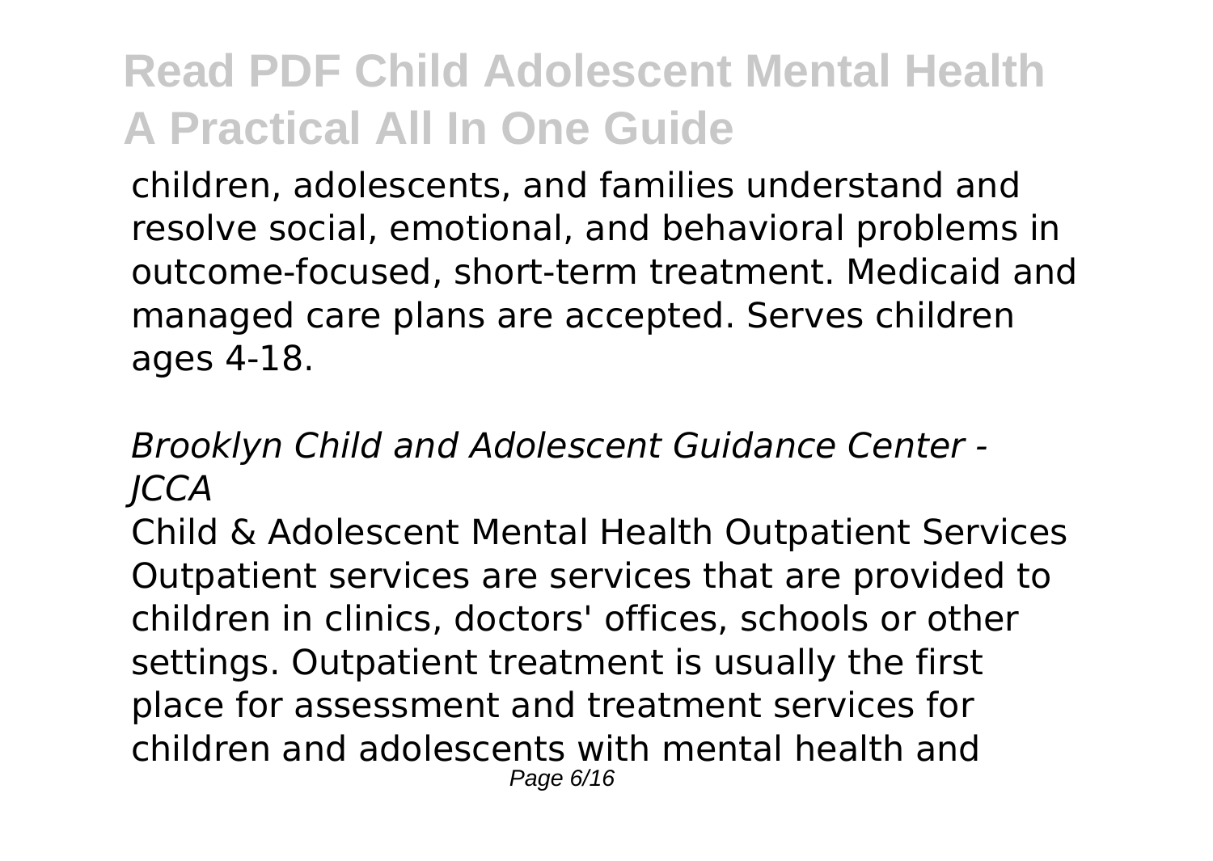children, adolescents, and families understand and resolve social, emotional, and behavioral problems in outcome-focused, short-term treatment. Medicaid and managed care plans are accepted. Serves children ages 4-18.

*Brooklyn Child and Adolescent Guidance Center - JCCA*

Child & Adolescent Mental Health Outpatient Services Outpatient services are services that are provided to children in clinics, doctors' offices, schools or other settings. Outpatient treatment is usually the first place for assessment and treatment services for children and adolescents with mental health and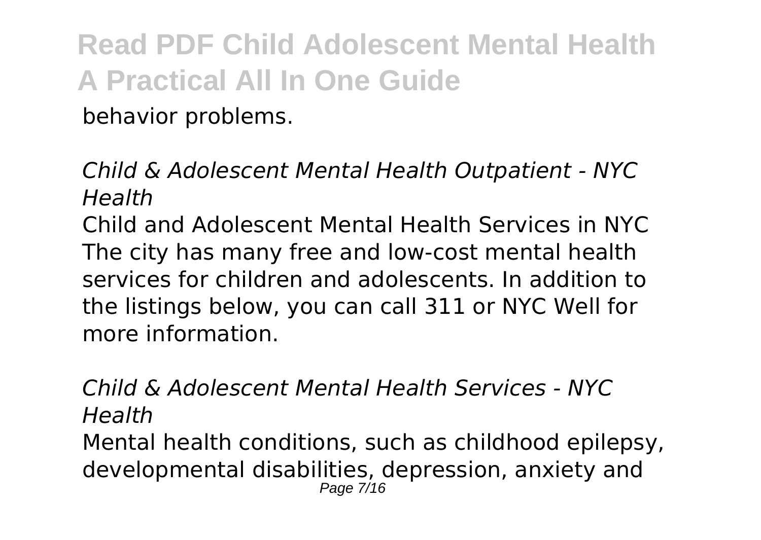behavior problems.

*Child & Adolescent Mental Health Outpatient - NYC Health*

Child and Adolescent Mental Health Services in NYC The city has many free and low-cost mental health services for children and adolescents. In addition to the listings below, you can call 311 or NYC Well for more information.

*Child & Adolescent Mental Health Services - NYC Health*

Mental health conditions, such as childhood epilepsy, developmental disabilities, depression, anxiety and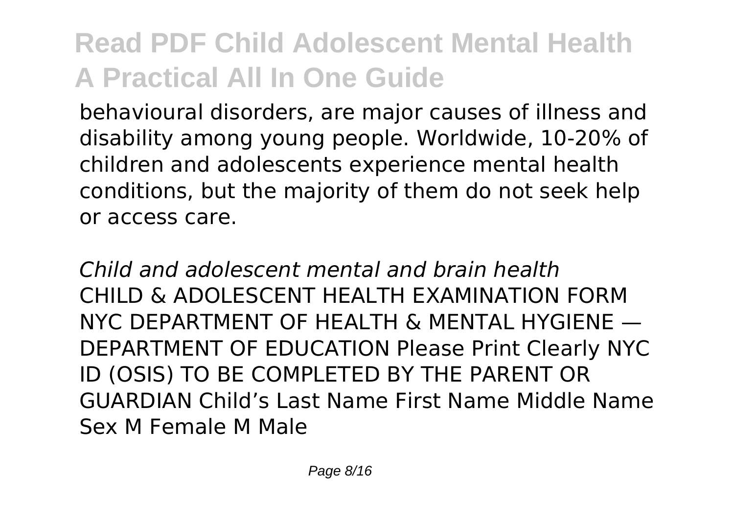behavioural disorders, are major causes of illness and disability among young people. Worldwide, 10-20% of children and adolescents experience mental health conditions, but the majority of them do not seek help or access care.

*Child and adolescent mental and brain health*

CHILD & ADOLESCENT HEALTH EXAMINATION FORM NYC DEPARTMENT OF HEALTH & MENTAL HYGIENE — DEPARTMENT OF EDUCATION Please Print Clearly NYC ID (OSIS) TO BE COMPLETED BY THE PARENT OR GUARDIAN Child's Last Name First Name Middle Name Sex M Female M Male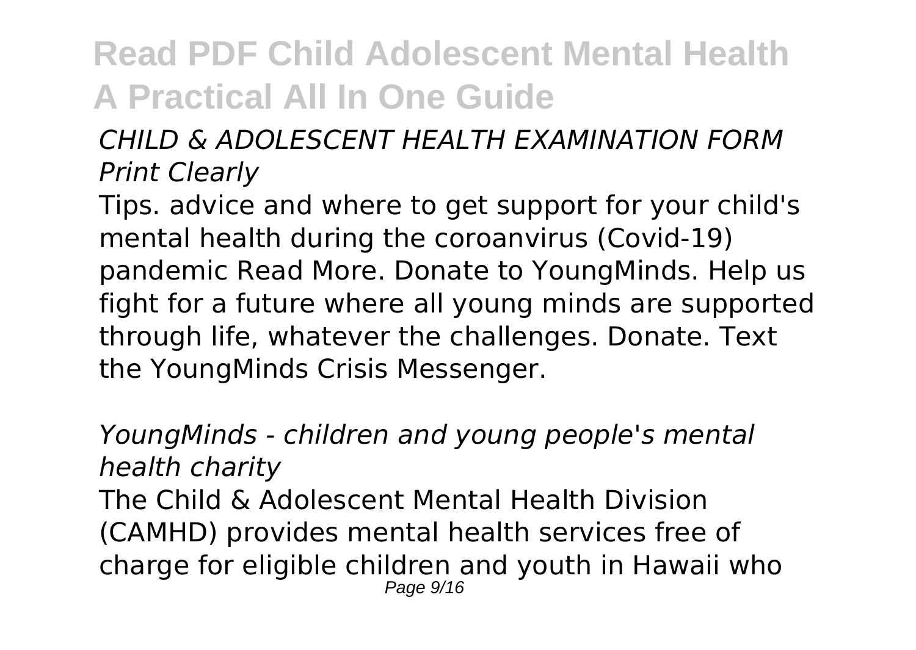*CHILD & ADOLESCENT HEALTH EXAMINATION FORM Print Clearly*

Tips. advice and where to get support for your child's mental health during the coroanvirus (Covid-19) pandemic Read More. Donate to YoungMinds. Help us fight for a future where all young minds are supported through life, whatever the challenges. Donate. Text the YoungMinds Crisis Messenger.

*YoungMinds - children and young people's mental health charity*

The Child & Adolescent Mental Health Division (CAMHD) provides mental health services free of charge for eligible children and youth in Hawaii who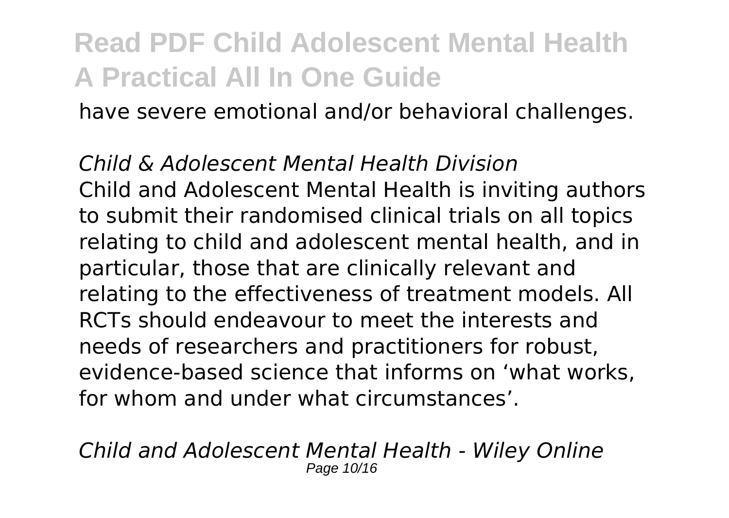have severe emotional and/or behavioral challenges.

*Child & Adolescent Mental Health Division*
Child and Adolescent Mental Health is inviting authors to submit their randomised clinical trials on all topics relating to child and adolescent mental health, and in particular, those that are clinically relevant and relating to the effectiveness of treatment models. All RCTs should endeavour to meet the interests and needs of researchers and practitioners for robust, evidence-based science that informs on 'what works, for whom and under what circumstances'.

*Child and Adolescent Mental Health - Wiley Online*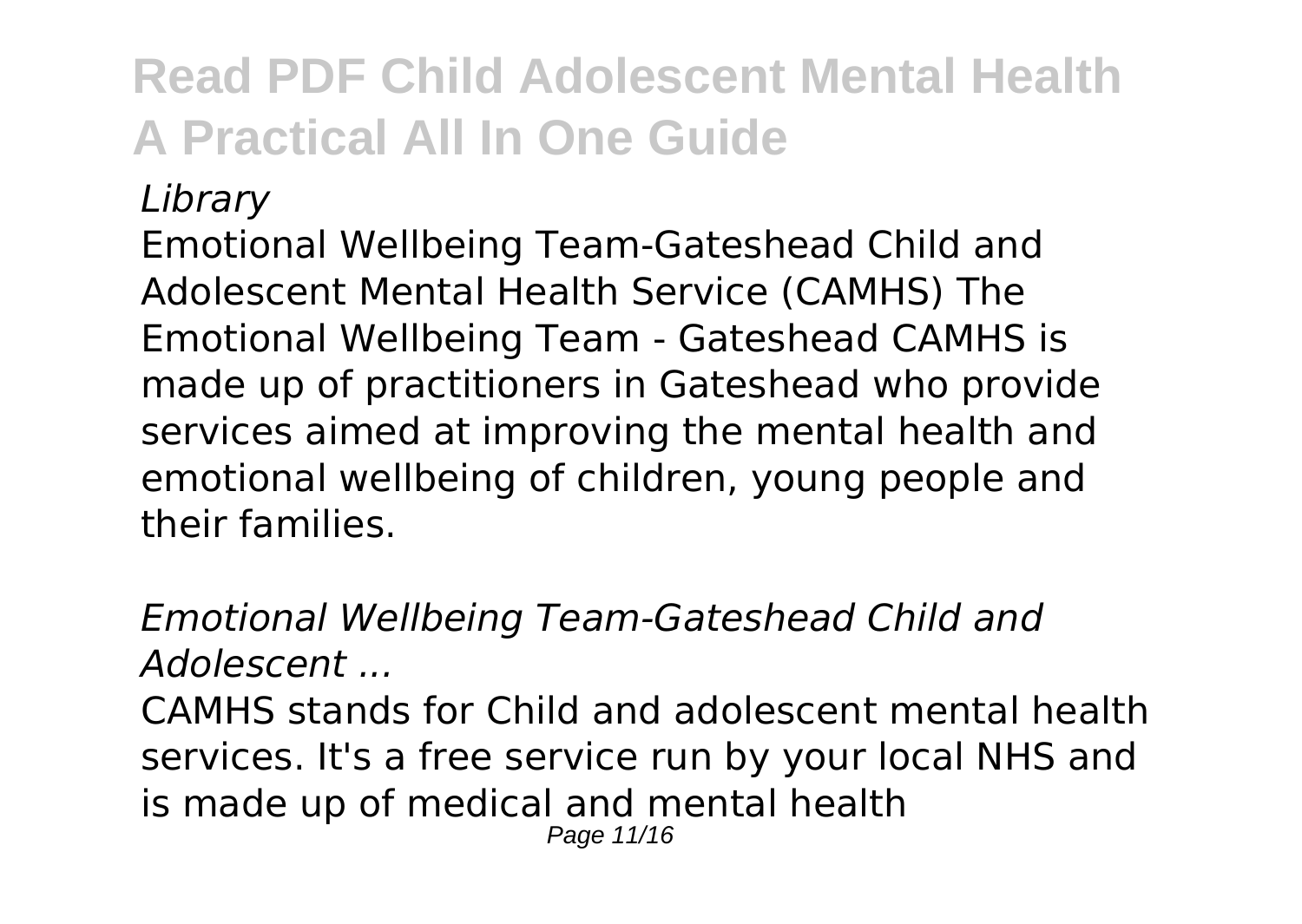*Library*

Emotional Wellbeing Team-Gateshead Child and Adolescent Mental Health Service (CAMHS) The Emotional Wellbeing Team - Gateshead CAMHS is made up of practitioners in Gateshead who provide services aimed at improving the mental health and emotional wellbeing of children, young people and their families.

*Emotional Wellbeing Team-Gateshead Child and Adolescent ...*

CAMHS stands for Child and adolescent mental health services. It's a free service run by your local NHS and is made up of medical and mental health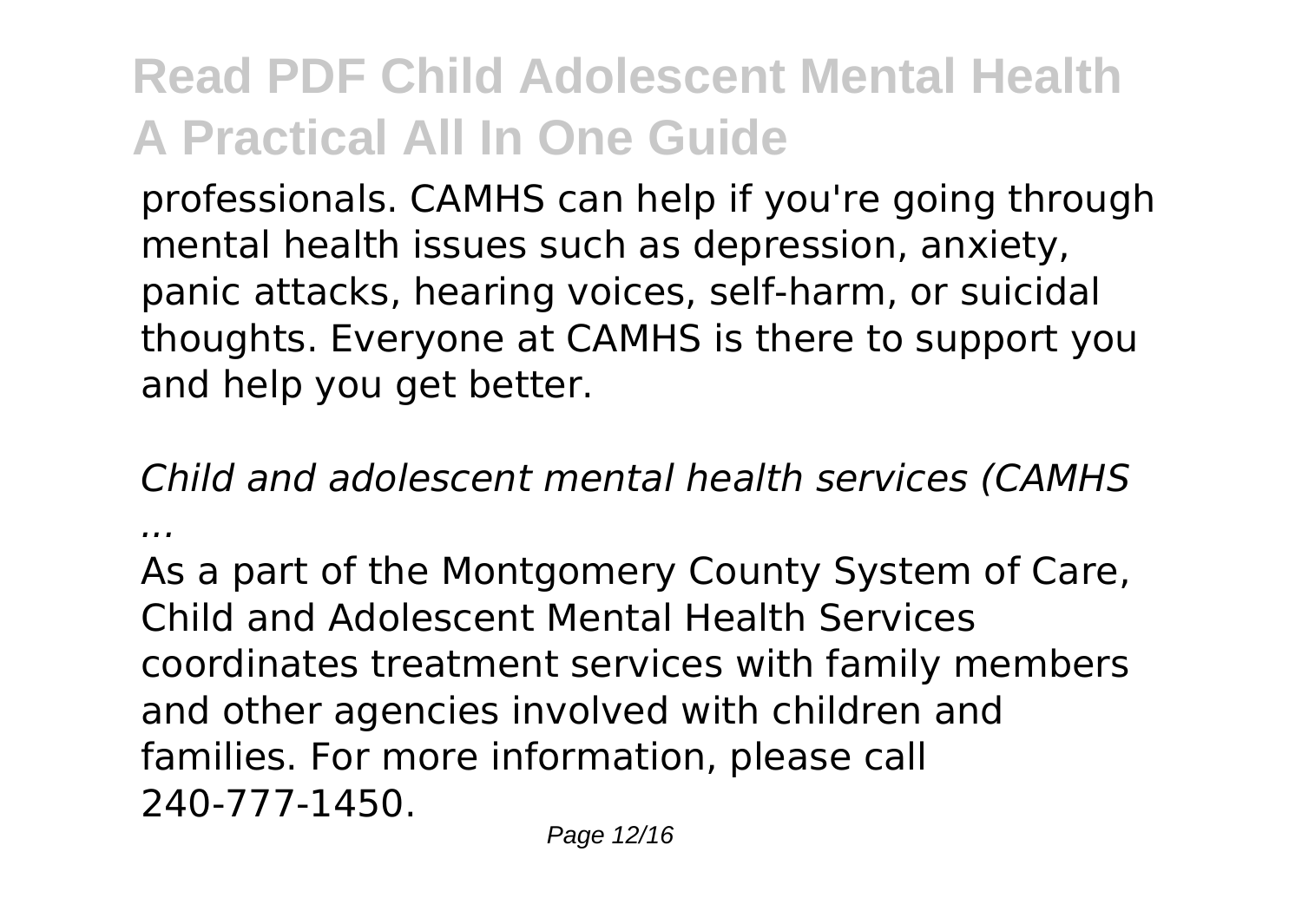professionals. CAMHS can help if you're going through mental health issues such as depression, anxiety, panic attacks, hearing voices, self-harm, or suicidal thoughts. Everyone at CAMHS is there to support you and help you get better.

*Child and adolescent mental health services (CAMHS ...*

As a part of the Montgomery County System of Care, Child and Adolescent Mental Health Services coordinates treatment services with family members and other agencies involved with children and families. For more information, please call 240-777-1450.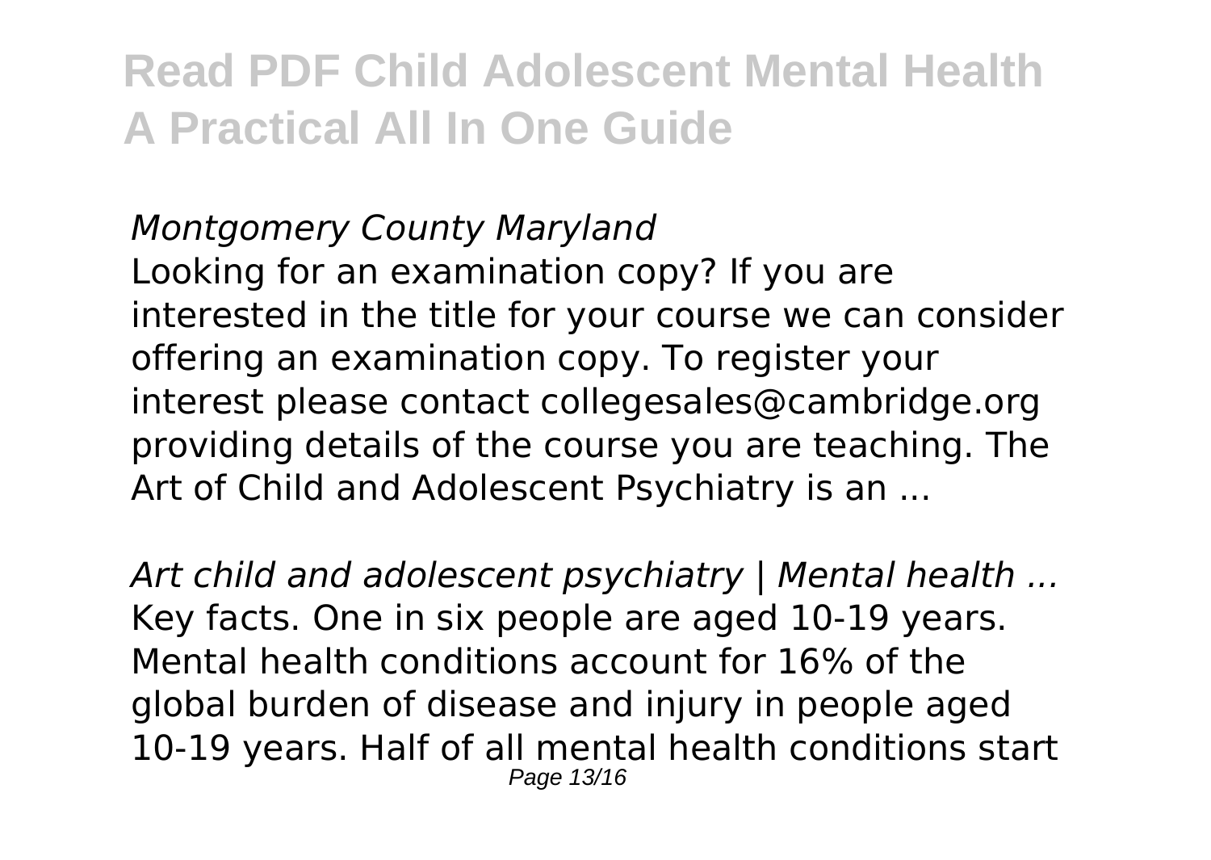*Montgomery County Maryland*

Looking for an examination copy? If you are interested in the title for your course we can consider offering an examination copy. To register your interest please contact collegesales@cambridge.org providing details of the course you are teaching. The Art of Child and Adolescent Psychiatry is an ...

*Art child and adolescent psychiatry | Mental health ...*

Key facts. One in six people are aged 10-19 years. Mental health conditions account for 16% of the global burden of disease and injury in people aged 10-19 years. Half of all mental health conditions start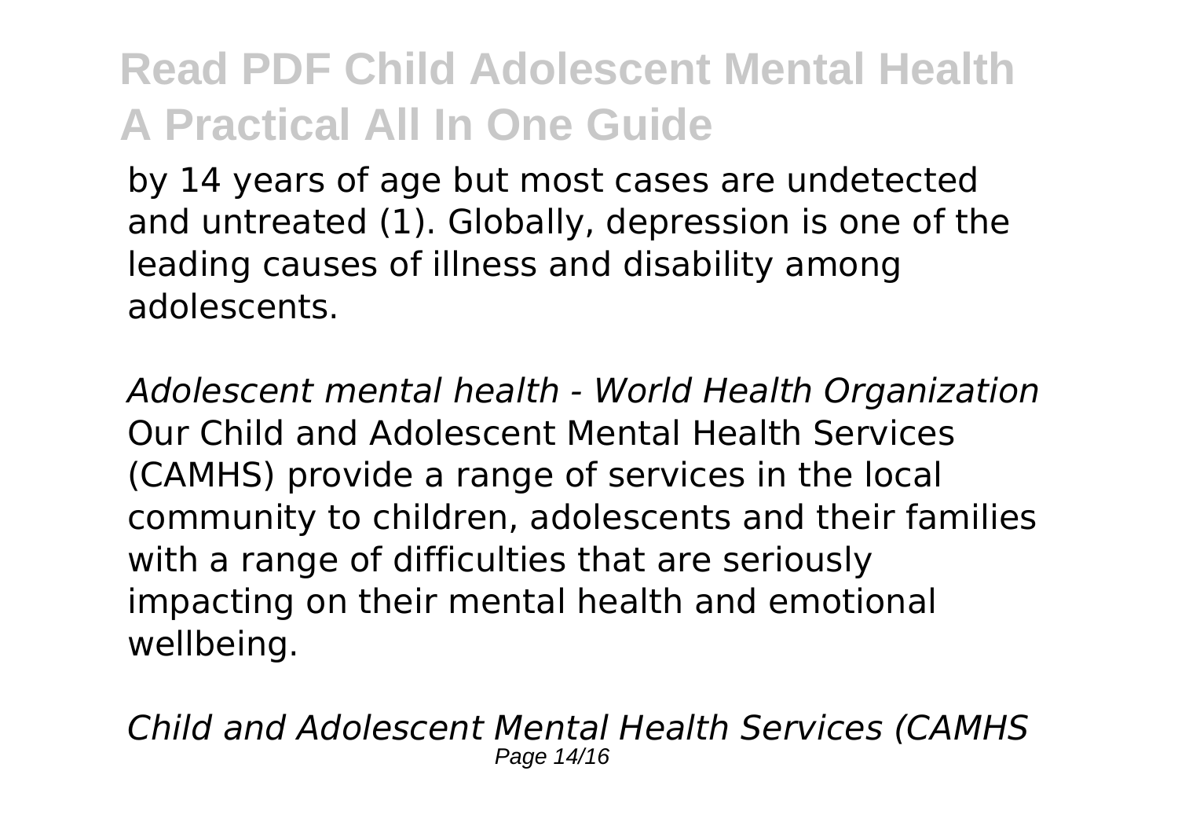by 14 years of age but most cases are undetected and untreated (1). Globally, depression is one of the leading causes of illness and disability among adolescents.

*Adolescent mental health - World Health Organization*
Our Child and Adolescent Mental Health Services (CAMHS) provide a range of services in the local community to children, adolescents and their families with a range of difficulties that are seriously impacting on their mental health and emotional wellbeing.

*Child and Adolescent Mental Health Services (CAMHS*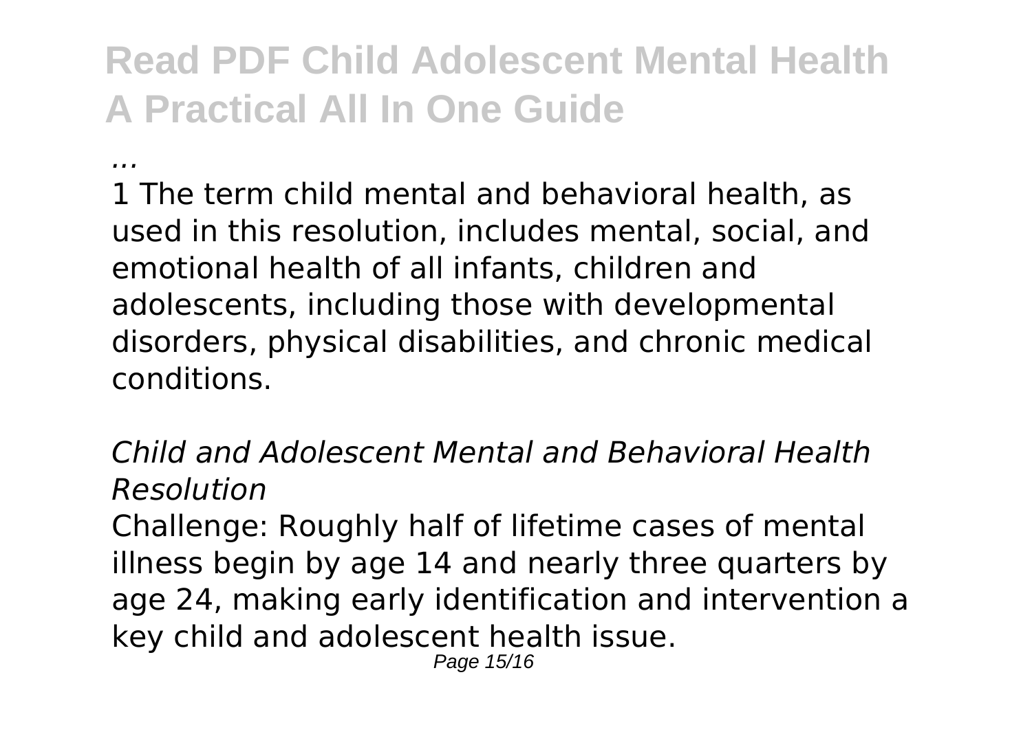# Read PDF Child Adolescent Mental Health A Practical All In One Guide

*...*

1 The term child mental and behavioral health, as used in this resolution, includes mental, social, and emotional health of all infants, children and adolescents, including those with developmental disorders, physical disabilities, and chronic medical conditions.

*Child and Adolescent Mental and Behavioral Health Resolution*

Challenge: Roughly half of lifetime cases of mental illness begin by age 14 and nearly three quarters by age 24, making early identification and intervention a key child and adolescent health issue.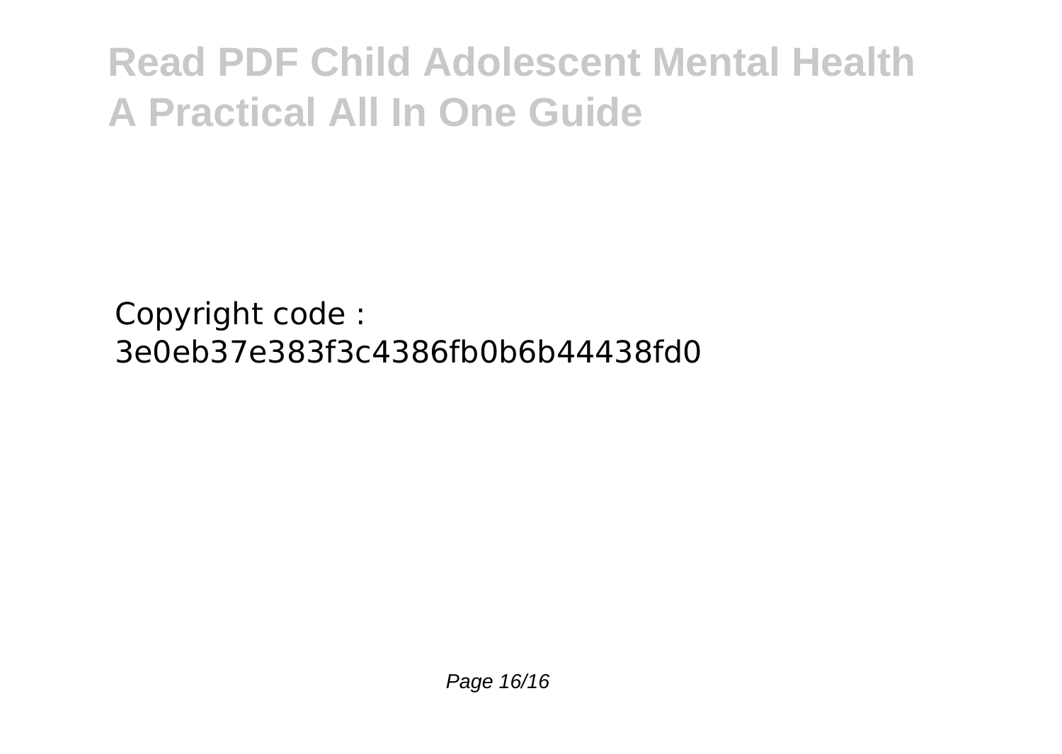Copyright code :
3e0eb37e383f3c4386fb0b6b44438fd0